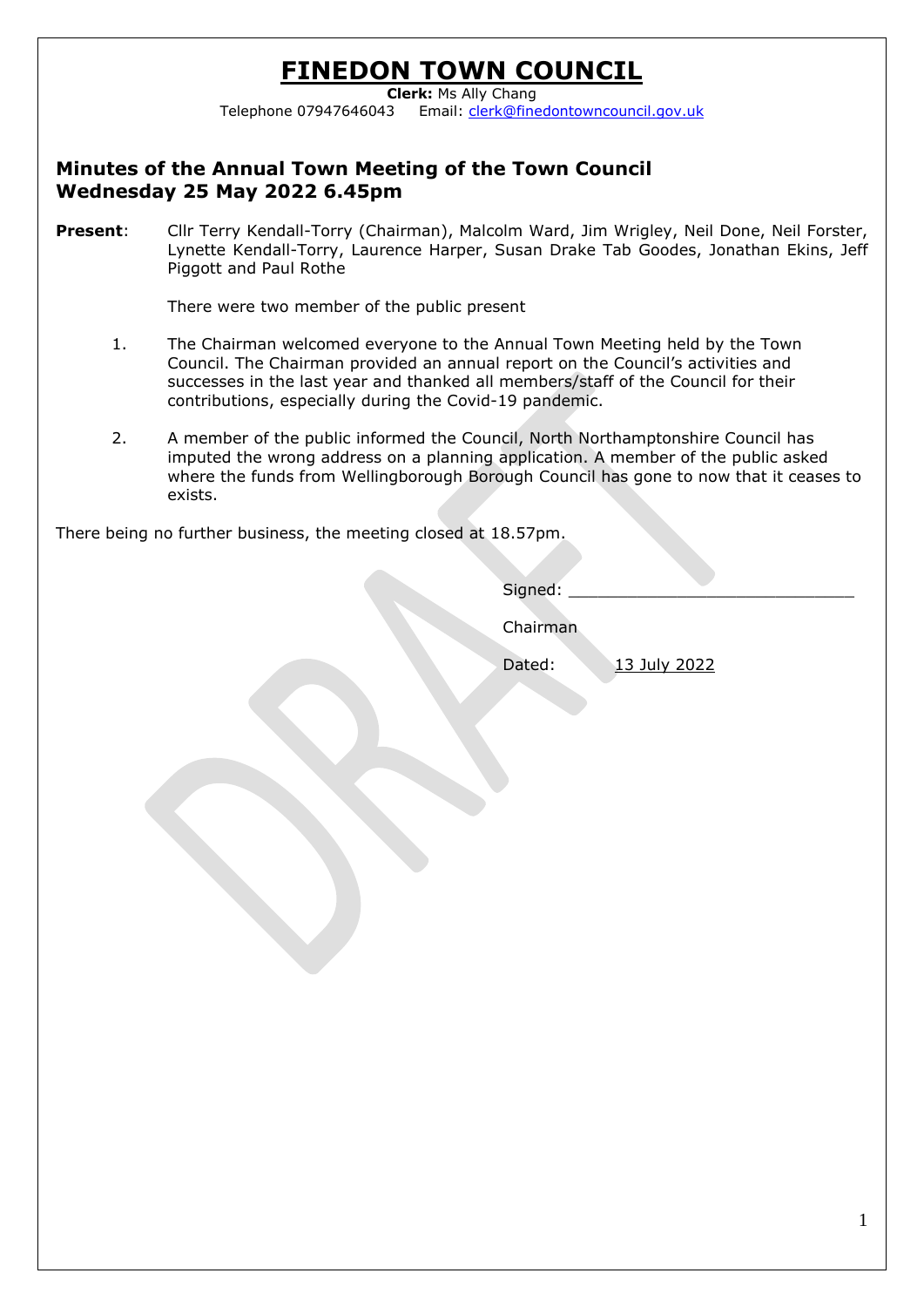# FINEDON TOWN COUNCIL

**Clerk:** Ms Ally Chang
Telephone 07947646043 Email: clerk@finedontowncouncil.gov.uk

## Minutes of the Annual Town Meeting of the Town Council
## Wednesday 25 May 2022 6.45pm

**Present**: Cllr Terry Kendall-Torry (Chairman), Malcolm Ward, Jim Wrigley, Neil Done, Neil Forster, Lynette Kendall-Torry, Laurence Harper, Susan Drake Tab Goodes, Jonathan Ekins, Jeff Piggott and Paul Rothe

There were two member of the public present

1. The Chairman welcomed everyone to the Annual Town Meeting held by the Town Council. The Chairman provided an annual report on the Council's activities and successes in the last year and thanked all members/staff of the Council for their contributions, especially during the Covid-19 pandemic.

2. A member of the public informed the Council, North Northamptonshire Council has imputed the wrong address on a planning application. A member of the public asked where the funds from Wellingborough Borough Council has gone to now that it ceases to exists.

There being no further business, the meeting closed at 18.57pm.

Signed: ____________________________

Chairman

Dated: 13 July 2022

DRAFT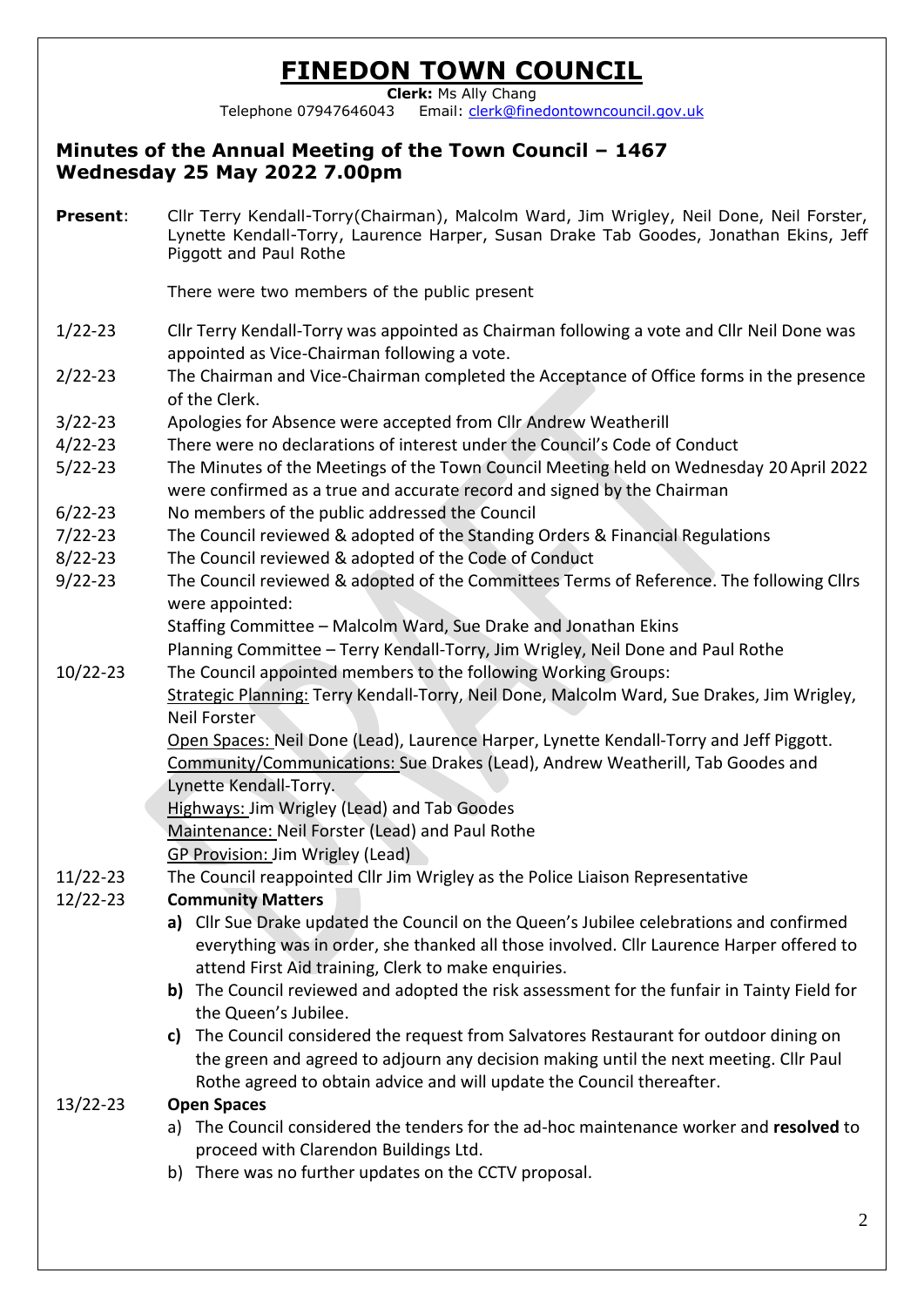# FINEDON TOWN COUNCIL

**Clerk:** Ms Ally Chang
Telephone 07947646043 Email: clerk@finedontowncouncil.gov.uk

## Minutes of the Annual Meeting of the Town Council – 1467
## Wednesday 25 May 2022 7.00pm

**Present**: Cllr Terry Kendall-Torry(Chairman), Malcolm Ward, Jim Wrigley, Neil Done, Neil Forster, Lynette Kendall-Torry, Laurence Harper, Susan Drake Tab Goodes, Jonathan Ekins, Jeff Piggott and Paul Rothe

There were two members of the public present

1/22-23 Cllr Terry Kendall-Torry was appointed as Chairman following a vote and Cllr Neil Done was appointed as Vice-Chairman following a vote.

2/22-23 The Chairman and Vice-Chairman completed the Acceptance of Office forms in the presence of the Clerk.

3/22-23 Apologies for Absence were accepted from Cllr Andrew Weatherill

4/22-23 There were no declarations of interest under the Council's Code of Conduct

5/22-23 The Minutes of the Meetings of the Town Council Meeting held on Wednesday 20 April 2022 were confirmed as a true and accurate record and signed by the Chairman

6/22-23 No members of the public addressed the Council

7/22-23 The Council reviewed & adopted of the Standing Orders & Financial Regulations

8/22-23 The Council reviewed & adopted of the Code of Conduct

9/22-23 The Council reviewed & adopted of the Committees Terms of Reference. The following Cllrs were appointed:
Staffing Committee – Malcolm Ward, Sue Drake and Jonathan Ekins
Planning Committee – Terry Kendall-Torry, Jim Wrigley, Neil Done and Paul Rothe

10/22-23 The Council appointed members to the following Working Groups:
Strategic Planning: Terry Kendall-Torry, Neil Done, Malcolm Ward, Sue Drakes, Jim Wrigley, Neil Forster
Open Spaces: Neil Done (Lead), Laurence Harper, Lynette Kendall-Torry and Jeff Piggott.
Community/Communications: Sue Drakes (Lead), Andrew Weatherill, Tab Goodes and Lynette Kendall-Torry.
Highways: Jim Wrigley (Lead) and Tab Goodes
Maintenance: Neil Forster (Lead) and Paul Rothe
GP Provision: Jim Wrigley (Lead)

11/22-23 The Council reappointed Cllr Jim Wrigley as the Police Liaison Representative

12/22-23 **Community Matters**

**a)** Cllr Sue Drake updated the Council on the Queen's Jubilee celebrations and confirmed everything was in order, she thanked all those involved. Cllr Laurence Harper offered to attend First Aid training, Clerk to make enquiries.

**b)** The Council reviewed and adopted the risk assessment for the funfair in Tainty Field for the Queen's Jubilee.

**c)** The Council considered the request from Salvatores Restaurant for outdoor dining on the green and agreed to adjourn any decision making until the next meeting. Cllr Paul Rothe agreed to obtain advice and will update the Council thereafter.

13/22-23 **Open Spaces**

a) The Council considered the tenders for the ad-hoc maintenance worker and **resolved** to proceed with Clarendon Buildings Ltd.

b) There was no further updates on the CCTV proposal.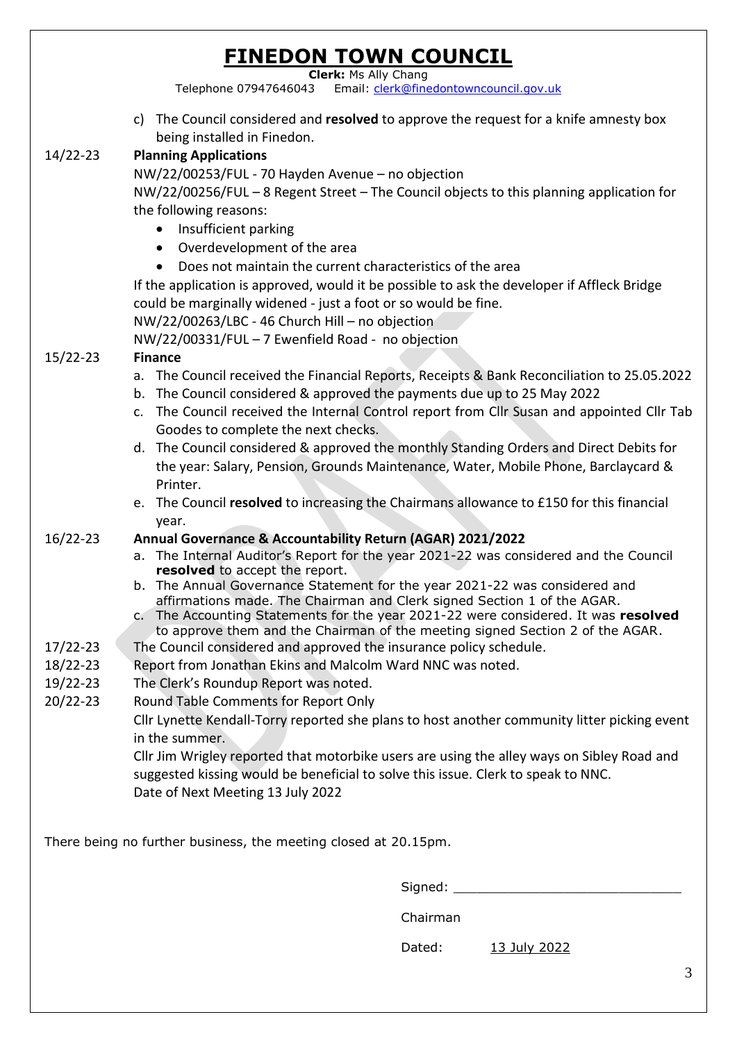# FINEDON TOWN COUNCIL

**Clerk:** Ms Ally Chang
Telephone 07947646043 Email: clerk@finedontowncouncil.gov.uk

c) The Council considered and **resolved** to approve the request for a knife amnesty box being installed in Finedon.

14/22-23 **Planning Applications**

NW/22/00253/FUL - 70 Hayden Avenue – no objection
NW/22/00256/FUL – 8 Regent Street – The Council objects to this planning application for the following reasons:

- Insufficient parking
- Overdevelopment of the area
- Does not maintain the current characteristics of the area

If the application is approved, would it be possible to ask the developer if Affleck Bridge could be marginally widened - just a foot or so would be fine.
NW/22/00263/LBC - 46 Church Hill – no objection
NW/22/00331/FUL – 7 Ewenfield Road - no objection

15/22-23 **Finance**

a. The Council received the Financial Reports, Receipts & Bank Reconciliation to 25.05.2022
b. The Council considered & approved the payments due up to 25 May 2022
c. The Council received the Internal Control report from Cllr Susan and appointed Cllr Tab Goodes to complete the next checks.
d. The Council considered & approved the monthly Standing Orders and Direct Debits for the year: Salary, Pension, Grounds Maintenance, Water, Mobile Phone, Barclaycard & Printer.
e. The Council **resolved** to increasing the Chairmans allowance to £150 for this financial year.

16/22-23 **Annual Governance & Accountability Return (AGAR) 2021/2022**

a. The Internal Auditor's Report for the year 2021-22 was considered and the Council **resolved** to accept the report.
b. The Annual Governance Statement for the year 2021-22 was considered and affirmations made. The Chairman and Clerk signed Section 1 of the AGAR.
c. The Accounting Statements for the year 2021-22 were considered. It was **resolved** to approve them and the Chairman of the meeting signed Section 2 of the AGAR.

17/22-23 The Council considered and approved the insurance policy schedule.

18/22-23 Report from Jonathan Ekins and Malcolm Ward NNC was noted.

19/22-23 The Clerk's Roundup Report was noted.

20/22-23 Round Table Comments for Report Only

Cllr Lynette Kendall-Torry reported she plans to host another community litter picking event in the summer.
Cllr Jim Wrigley reported that motorbike users are using the alley ways on Sibley Road and suggested kissing would be beneficial to solve this issue. Clerk to speak to NNC.
Date of Next Meeting 13 July 2022

There being no further business, the meeting closed at 20.15pm.

Signed: ______________________________

Chairman

Dated: 13 July 2022